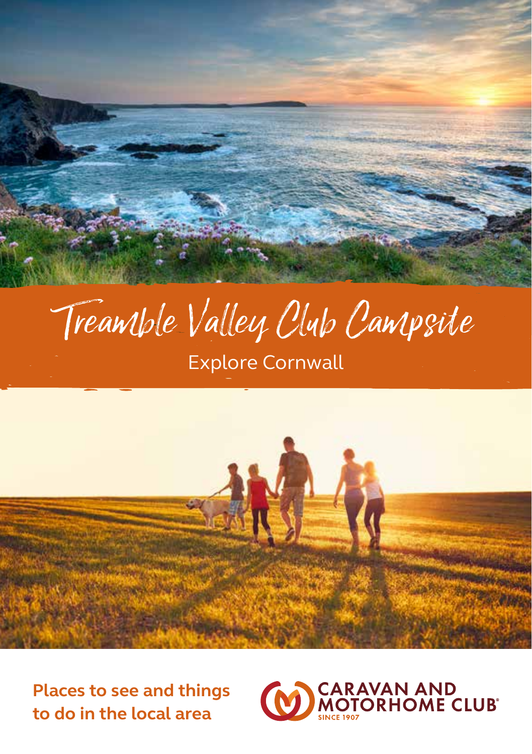# Treamble Valley Club Campsite

## Explore Cornwall

**Places to see and things to do in the local area**

CARAVAN AND MOTORHOME CLUB®
SINCE 1907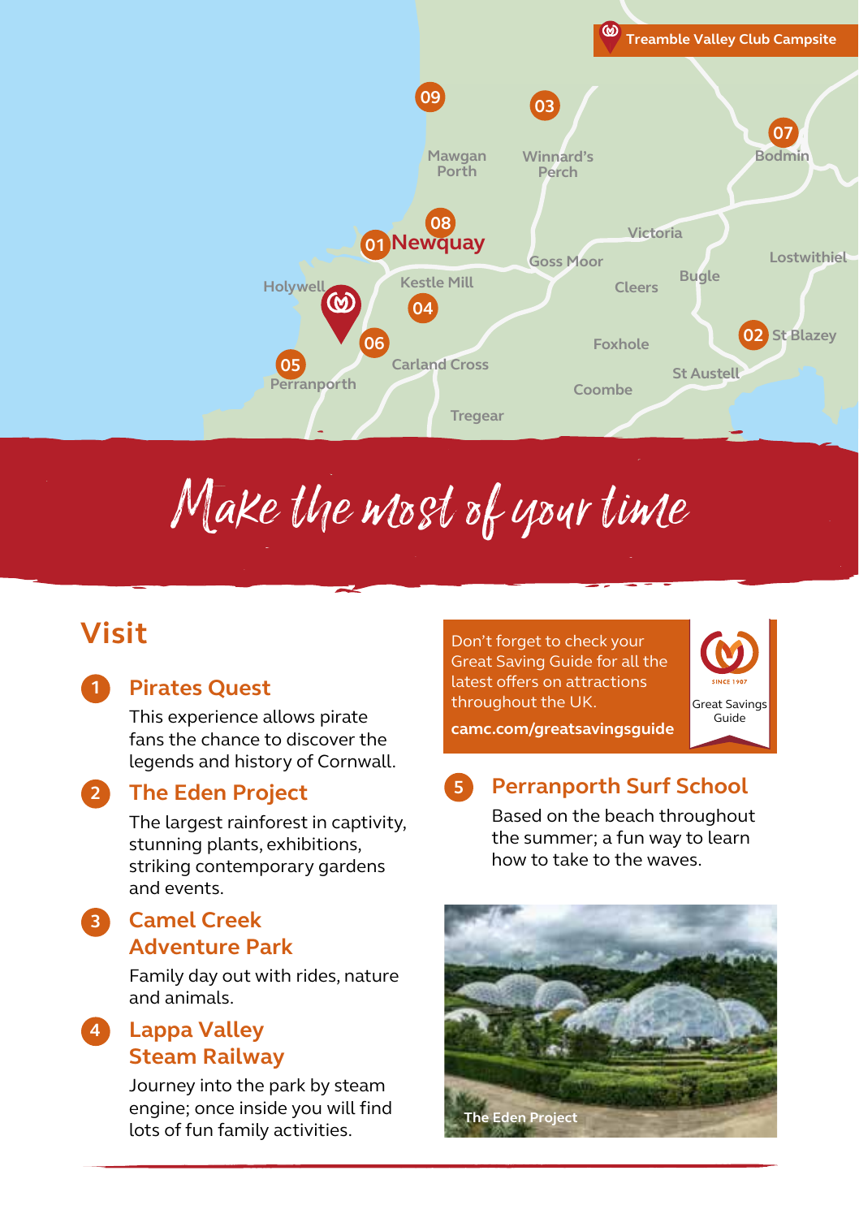Treamble Valley Club Campsite

# Make the most of your time

## Visit

### 1 Pirates Quest

This experience allows pirate fans the chance to discover the legends and history of Cornwall.

### 2 The Eden Project

The largest rainforest in captivity, stunning plants, exhibitions, striking contemporary gardens and events.

### 3 Camel Creek Adventure Park

Family day out with rides, nature and animals.

### 4 Lappa Valley Steam Railway

Journey into the park by steam engine; once inside you will find lots of fun family activities.

Don't forget to check your Great Saving Guide for all the latest offers on attractions throughout the UK.

**camc.com/greatsavingsguide**

Great Savings Guide

### 5 Perranporth Surf School

Based on the beach throughout the summer; a fun way to learn how to take to the waves.

The Eden Project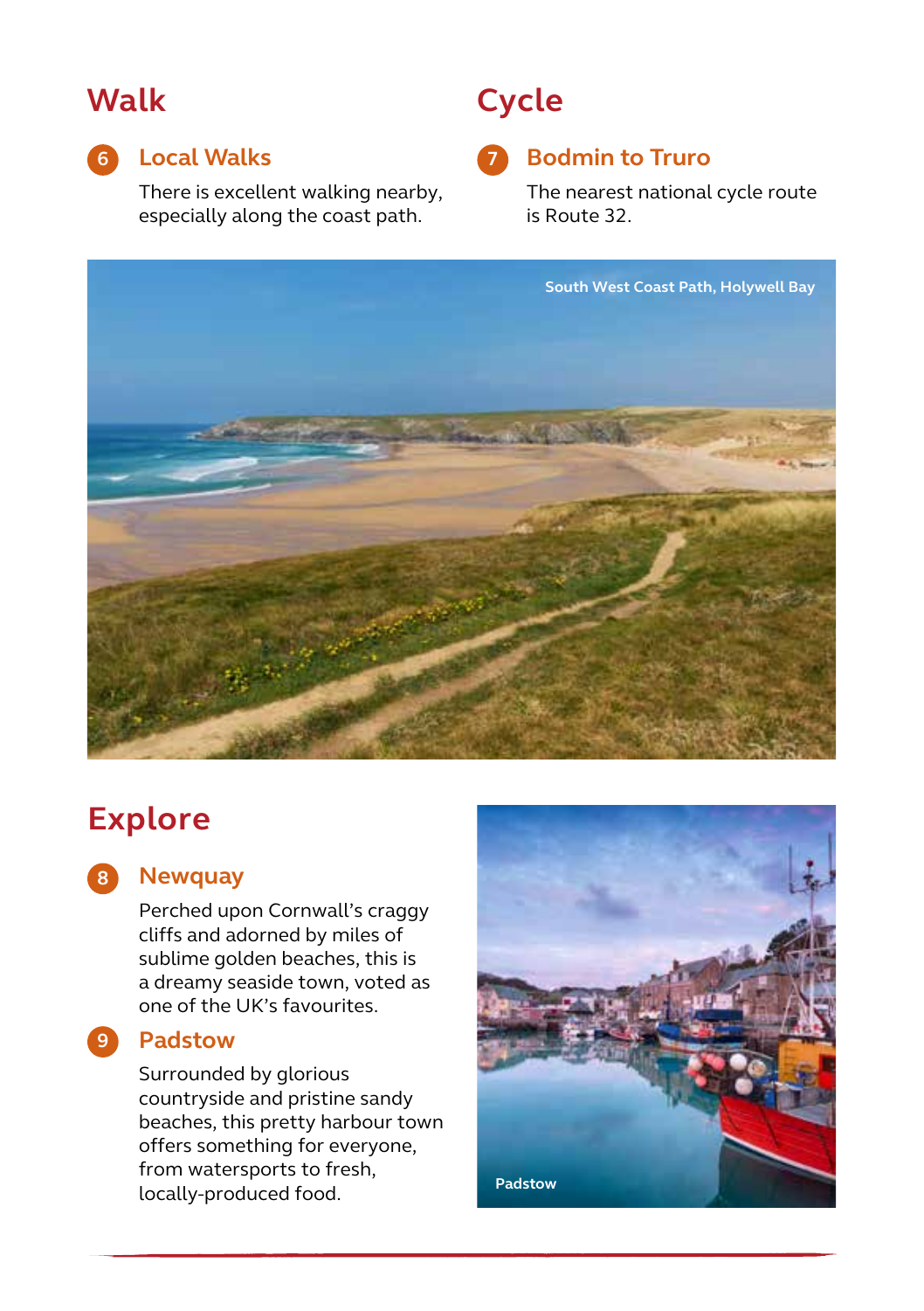## Walk

### 6 Local Walks

There is excellent walking nearby, especially along the coast path.

## Cycle

### 7 Bodmin to Truro

The nearest national cycle route is Route 32.

South West Coast Path, Holywell Bay

## Explore

### 8 Newquay

Perched upon Cornwall's craggy cliffs and adorned by miles of sublime golden beaches, this is a dreamy seaside town, voted as one of the UK's favourites.

### 9 Padstow

Surrounded by glorious countryside and pristine sandy beaches, this pretty harbour town offers something for everyone, from watersports to fresh, locally-produced food.

Padstow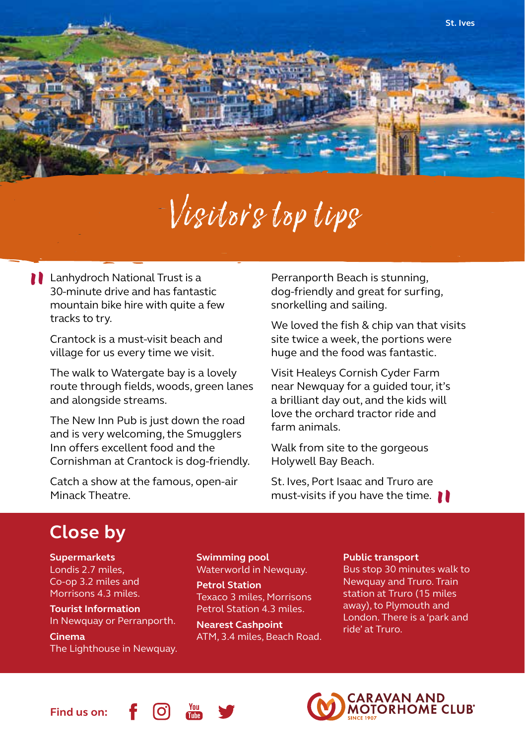St. Ives

# Visitor's top tips

"Lanhydroch National Trust is a 30-minute drive and has fantastic mountain bike hire with quite a few tracks to try.

Crantock is a must-visit beach and village for us every time we visit.

The walk to Watergate bay is a lovely route through fields, woods, green lanes and alongside streams.

The New Inn Pub is just down the road and is very welcoming, the Smugglers Inn offers excellent food and the Cornishman at Crantock is dog-friendly.

Catch a show at the famous, open-air Minack Theatre.

Perranporth Beach is stunning, dog-friendly and great for surfing, snorkelling and sailing.

We loved the fish & chip van that visits site twice a week, the portions were huge and the food was fantastic.

Visit Healeys Cornish Cyder Farm near Newquay for a guided tour, it's a brilliant day out, and the kids will love the orchard tractor ride and farm animals.

Walk from site to the gorgeous Holywell Bay Beach.

St. Ives, Port Isaac and Truro are must-visits if you have the time."

## Close by

**Supermarkets**
Londis 2.7 miles, Co-op 3.2 miles and Morrisons 4.3 miles.

**Tourist Information**
In Newquay or Perranporth.

**Cinema**
The Lighthouse in Newquay.

**Swimming pool**
Waterworld in Newquay.

**Petrol Station**
Texaco 3 miles, Morrisons Petrol Station 4.3 miles.

**Nearest Cashpoint**
ATM, 3.4 miles, Beach Road.

**Public transport**
Bus stop 30 minutes walk to Newquay and Truro. Train station at Truro (15 miles away), to Plymouth and London. There is a 'park and ride' at Truro.

**Find us on:**

CARAVAN AND MOTORHOME CLUB
SINCE 1907